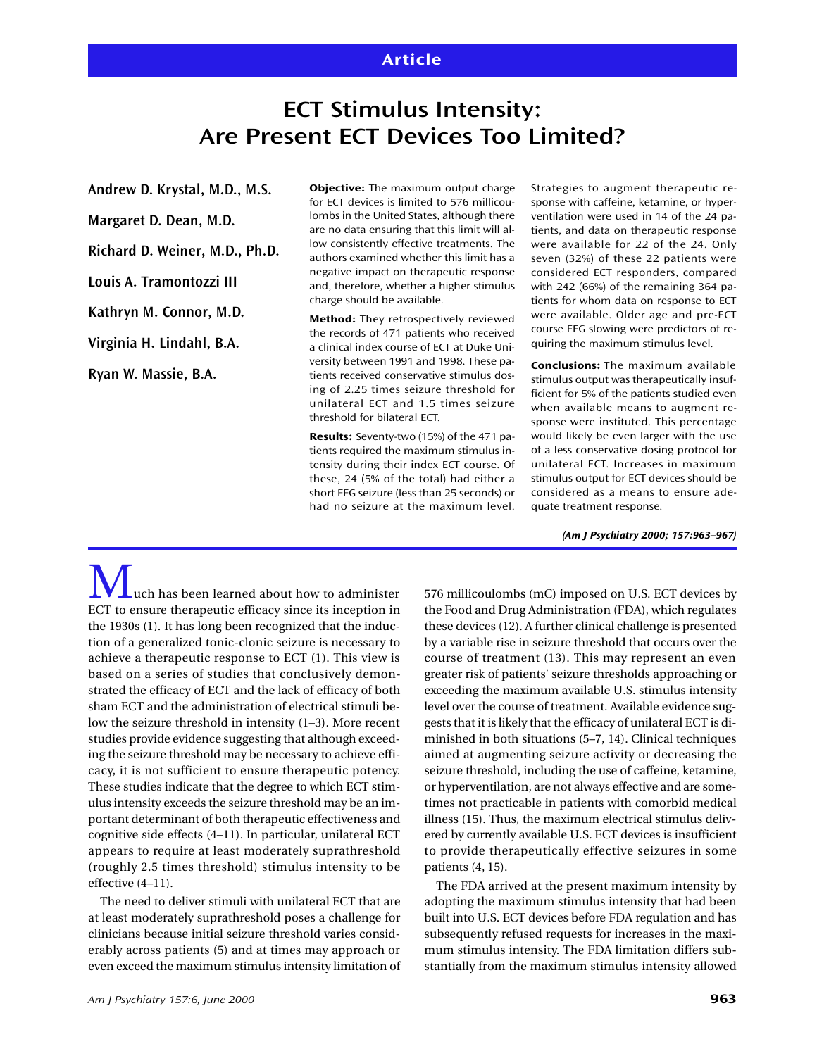Article

# ECT Stimulus Intensity: Are Present ECT Devices Too Limited?

**Andrew D. Krystal, M.D., M.S.**

**Margaret D. Dean, M.D.**

**Richard D. Weiner, M.D., Ph.D.**

**Louis A. Tramontozzi III**

**Kathryn M. Connor, M.D.**

**Virginia H. Lindahl, B.A.**

**Ryan W. Massie, B.A.**

**Objective:** The maximum output charge for ECT devices is limited to 576 millicoulombs in the United States, although there are no data ensuring that this limit will allow consistently effective treatments. The authors examined whether this limit has a negative impact on therapeutic response and, therefore, whether a higher stimulus charge should be available.

**Method:** They retrospectively reviewed the records of 471 patients who received a clinical index course of ECT at Duke University between 1991 and 1998. These patients received conservative stimulus dosing of 2.25 times seizure threshold for unilateral ECT and 1.5 times seizure threshold for bilateral ECT.

**Results:** Seventy-two (15%) of the 471 patients required the maximum stimulus intensity during their index ECT course. Of these, 24 (5% of the total) had either a short EEG seizure (less than 25 seconds) or had no seizure at the maximum level. Strategies to augment therapeutic response with caffeine, ketamine, or hyperventilation were used in 14 of the 24 patients, and data on therapeutic response were available for 22 of the 24. Only seven (32%) of these 22 patients were considered ECT responders, compared with 242 (66%) of the remaining 364 patients for whom data on response to ECT were available. Older age and pre-ECT course EEG slowing were predictors of requiring the maximum stimulus level.

**Conclusions:** The maximum available stimulus output was therapeutically insufficient for 5% of the patients studied even when available means to augment response were instituted. This percentage would likely be even larger with the use of a less conservative dosing protocol for unilateral ECT. Increases in maximum stimulus output for ECT devices should be considered as a means to ensure adequate treatment response.

*(Am J Psychiatry 2000; 157:963–967)*

Much has been learned about how to administer ECT to ensure therapeutic efficacy since its inception in the 1930s (1). It has long been recognized that the induction of a generalized tonic-clonic seizure is necessary to achieve a therapeutic response to ECT (1). This view is based on a series of studies that conclusively demonstrated the efficacy of ECT and the lack of efficacy of both sham ECT and the administration of electrical stimuli below the seizure threshold in intensity (1–3). More recent studies provide evidence suggesting that although exceeding the seizure threshold may be necessary to achieve efficacy, it is not sufficient to ensure therapeutic potency. These studies indicate that the degree to which ECT stimulus intensity exceeds the seizure threshold may be an important determinant of both therapeutic effectiveness and cognitive side effects (4–11). In particular, unilateral ECT appears to require at least moderately suprathreshold (roughly 2.5 times threshold) stimulus intensity to be effective (4–11).

The need to deliver stimuli with unilateral ECT that are at least moderately suprathreshold poses a challenge for clinicians because initial seizure threshold varies considerably across patients (5) and at times may approach or even exceed the maximum stimulus intensity limitation of 576 millicoulombs (mC) imposed on U.S. ECT devices by the Food and Drug Administration (FDA), which regulates these devices (12). A further clinical challenge is presented by a variable rise in seizure threshold that occurs over the course of treatment (13). This may represent an even greater risk of patients' seizure thresholds approaching or exceeding the maximum available U.S. stimulus intensity level over the course of treatment. Available evidence suggests that it is likely that the efficacy of unilateral ECT is diminished in both situations (5–7, 14). Clinical techniques aimed at augmenting seizure activity or decreasing the seizure threshold, including the use of caffeine, ketamine, or hyperventilation, are not always effective and are sometimes not practicable in patients with comorbid medical illness (15). Thus, the maximum electrical stimulus delivered by currently available U.S. ECT devices is insufficient to provide therapeutically effective seizures in some patients (4, 15).

The FDA arrived at the present maximum intensity by adopting the maximum stimulus intensity that had been built into U.S. ECT devices before FDA regulation and has subsequently refused requests for increases in the maximum stimulus intensity. The FDA limitation differs substantially from the maximum stimulus intensity allowed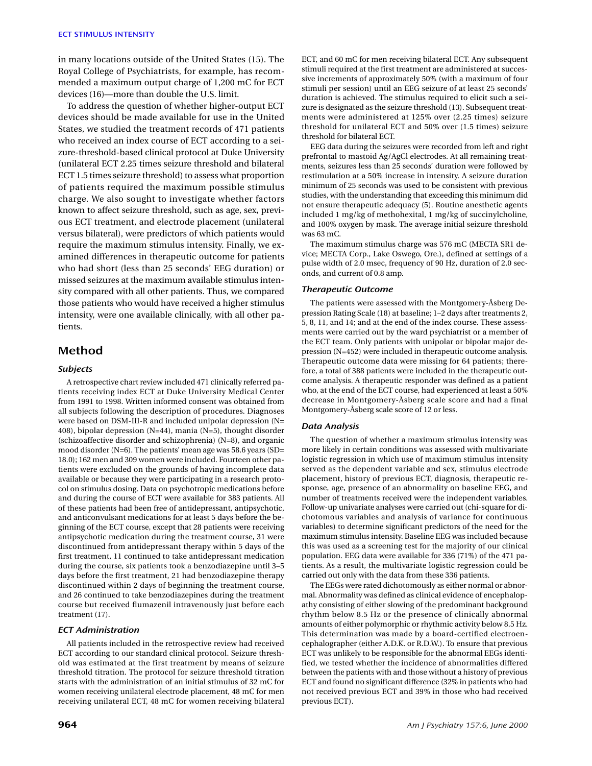in many locations outside of the United States (15). The Royal College of Psychiatrists, for example, has recommended a maximum output charge of 1,200 mC for ECT devices (16)—more than double the U.S. limit.

To address the question of whether higher-output ECT devices should be made available for use in the United States, we studied the treatment records of 471 patients who received an index course of ECT according to a seizure-threshold-based clinical protocol at Duke University (unilateral ECT 2.25 times seizure threshold and bilateral ECT 1.5 times seizure threshold) to assess what proportion of patients required the maximum possible stimulus charge. We also sought to investigate whether factors known to affect seizure threshold, such as age, sex, previous ECT treatment, and electrode placement (unilateral versus bilateral), were predictors of which patients would require the maximum stimulus intensity. Finally, we examined differences in therapeutic outcome for patients who had short (less than 25 seconds' EEG duration) or missed seizures at the maximum available stimulus intensity compared with all other patients. Thus, we compared those patients who would have received a higher stimulus intensity, were one available clinically, with all other patients.

## Method

### *Subjects*

A retrospective chart review included 471 clinically referred patients receiving index ECT at Duke University Medical Center from 1991 to 1998. Written informed consent was obtained from all subjects following the description of procedures. Diagnoses were based on DSM-III-R and included unipolar depression (N=408), bipolar depression (N=44), mania (N=5), thought disorder (schizoaffective disorder and schizophrenia) (N=8), and organic mood disorder (N=6). The patients' mean age was 58.6 years (SD=18.0); 162 men and 309 women were included. Fourteen other patients were excluded on the grounds of having incomplete data available or because they were participating in a research protocol on stimulus dosing. Data on psychotropic medications before and during the course of ECT were available for 383 patients. All of these patients had been free of antidepressant, antipsychotic, and anticonvulsant medications for at least 5 days before the beginning of the ECT course, except that 28 patients were receiving antipsychotic medication during the treatment course, 31 were discontinued from antidepressant therapy within 5 days of the first treatment, 11 continued to take antidepressant medication during the course, six patients took a benzodiazepine until 3–5 days before the first treatment, 21 had benzodiazepine therapy discontinued within 2 days of beginning the treatment course, and 26 continued to take benzodiazepines during the treatment course but received flumazenil intravenously just before each treatment (17).

### *ECT Administration*

All patients included in the retrospective review had received ECT according to our standard clinical protocol. Seizure threshold was estimated at the first treatment by means of seizure threshold titration. The protocol for seizure threshold titration starts with the administration of an initial stimulus of 32 mC for women receiving unilateral electrode placement, 48 mC for men receiving unilateral ECT, 48 mC for women receiving bilateral ECT, and 60 mC for men receiving bilateral ECT. Any subsequent stimuli required at the first treatment are administered at successive increments of approximately 50% (with a maximum of four stimuli per session) until an EEG seizure of at least 25 seconds' duration is achieved. The stimulus required to elicit such a seizure is designated as the seizure threshold (13). Subsequent treatments were administered at 125% over (2.25 times) seizure threshold for unilateral ECT and 50% over (1.5 times) seizure threshold for bilateral ECT.

EEG data during the seizures were recorded from left and right prefrontal to mastoid Ag/AgCl electrodes. At all remaining treatments, seizures less than 25 seconds' duration were followed by restimulation at a 50% increase in intensity. A seizure duration minimum of 25 seconds was used to be consistent with previous studies, with the understanding that exceeding this minimum did not ensure therapeutic adequacy (5). Routine anesthetic agents included 1 mg/kg of methohexital, 1 mg/kg of succinylcholine, and 100% oxygen by mask. The average initial seizure threshold was 63 mC.

The maximum stimulus charge was 576 mC (MECTA SR1 device; MECTA Corp., Lake Oswego, Ore.), defined at settings of a pulse width of 2.0 msec, frequency of 90 Hz, duration of 2.0 seconds, and current of 0.8 amp.

### *Therapeutic Outcome*

The patients were assessed with the Montgomery-Åsberg Depression Rating Scale (18) at baseline; 1–2 days after treatments 2, 5, 8, 11, and 14; and at the end of the index course. These assessments were carried out by the ward psychiatrist or a member of the ECT team. Only patients with unipolar or bipolar major depression (N=452) were included in therapeutic outcome analysis. Therapeutic outcome data were missing for 64 patients; therefore, a total of 388 patients were included in the therapeutic outcome analysis. A therapeutic responder was defined as a patient who, at the end of the ECT course, had experienced at least a 50% decrease in Montgomery-Åsberg scale score and had a final Montgomery-Åsberg scale score of 12 or less.

### *Data Analysis*

The question of whether a maximum stimulus intensity was more likely in certain conditions was assessed with multivariate logistic regression in which use of maximum stimulus intensity served as the dependent variable and sex, stimulus electrode placement, history of previous ECT, diagnosis, therapeutic response, age, presence of an abnormality on baseline EEG, and number of treatments received were the independent variables. Follow-up univariate analyses were carried out (chi-square for dichotomous variables and analysis of variance for continuous variables) to determine significant predictors of the need for the maximum stimulus intensity. Baseline EEG was included because this was used as a screening test for the majority of our clinical population. EEG data were available for 336 (71%) of the 471 patients. As a result, the multivariate logistic regression could be carried out only with the data from these 336 patients.

The EEGs were rated dichotomously as either normal or abnormal. Abnormality was defined as clinical evidence of encephalopathy consisting of either slowing of the predominant background rhythm below 8.5 Hz or the presence of clinically abnormal amounts of either polymorphic or rhythmic activity below 8.5 Hz. This determination was made by a board-certified electroencephalographer (either A.D.K. or R.D.W.). To ensure that previous ECT was unlikely to be responsible for the abnormal EEGs identified, we tested whether the incidence of abnormalities differed between the patients with and those without a history of previous ECT and found no significant difference (32% in patients who had not received previous ECT and 39% in those who had received previous ECT).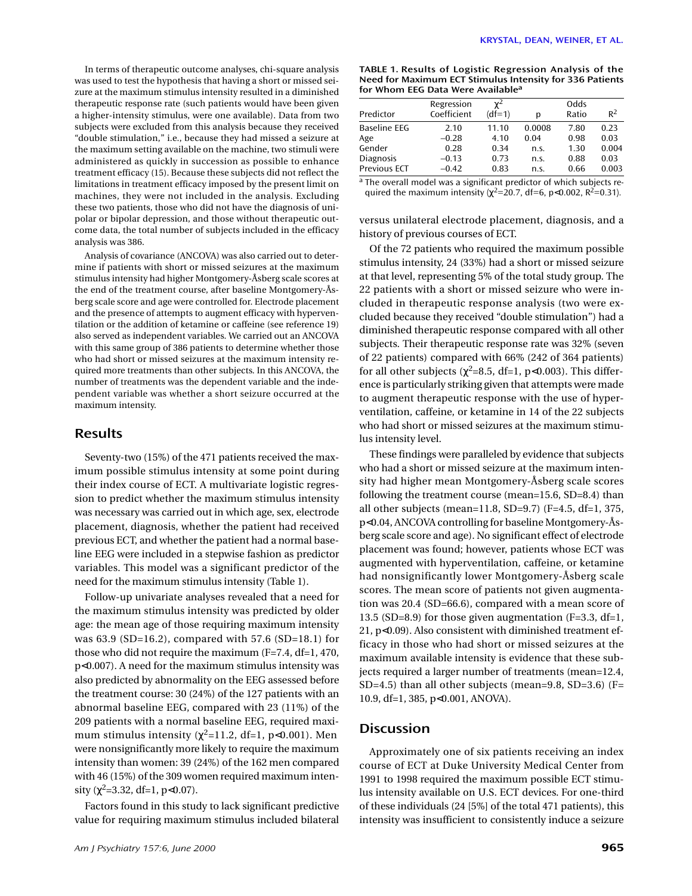In terms of therapeutic outcome analyses, chi-square analysis was used to test the hypothesis that having a short or missed seizure at the maximum stimulus intensity resulted in a diminished therapeutic response rate (such patients would have been given a higher-intensity stimulus, were one available). Data from two subjects were excluded from this analysis because they received "double stimulation," i.e., because they had missed a seizure at the maximum setting available on the machine, two stimuli were administered as quickly in succession as possible to enhance treatment efficacy (15). Because these subjects did not reflect the limitations in treatment efficacy imposed by the present limit on machines, they were not included in the analysis. Excluding these two patients, those who did not have the diagnosis of unipolar or bipolar depression, and those without therapeutic outcome data, the total number of subjects included in the efficacy analysis was 386.

Analysis of covariance (ANCOVA) was also carried out to determine if patients with short or missed seizures at the maximum stimulus intensity had higher Montgomery-Åsberg scale scores at the end of the treatment course, after baseline Montgomery-Åsberg scale score and age were controlled for. Electrode placement and the presence of attempts to augment efficacy with hyperventilation or the addition of ketamine or caffeine (see reference 19) also served as independent variables. We carried out an ANCOVA with this same group of 386 patients to determine whether those who had short or missed seizures at the maximum intensity required more treatments than other subjects. In this ANCOVA, the number of treatments was the dependent variable and the independent variable was whether a short seizure occurred at the maximum intensity.

## Results

Seventy-two (15%) of the 471 patients received the maximum possible stimulus intensity at some point during their index course of ECT. A multivariate logistic regression to predict whether the maximum stimulus intensity was necessary was carried out in which age, sex, electrode placement, diagnosis, whether the patient had received previous ECT, and whether the patient had a normal baseline EEG were included in a stepwise fashion as predictor variables. This model was a significant predictor of the need for the maximum stimulus intensity (Table 1).

**TABLE 1. Results of Logistic Regression Analysis of the Need for Maximum ECT Stimulus Intensity for 336 Patients for Whom EEG Data Were Available[a]**

| Predictor | Regression Coefficient | $\chi^2$ (df=1) | p | Odds Ratio | $R^2$ |
|---|---|---|---|---|---|
| Baseline EEG | 2.10 | 11.10 | 0.0008 | 7.80 | 0.23 |
| Age | −0.28 | 4.10 | 0.04 | 0.98 | 0.03 |
| Gender | 0.28 | 0.34 | n.s. | 1.30 | 0.004 |
| Diagnosis | −0.13 | 0.73 | n.s. | 0.88 | 0.03 |
| Previous ECT | −0.42 | 0.83 | n.s. | 0.66 | 0.003 |

[a] The overall model was a significant predictor of which subjects required the maximum intensity ($\chi^2$=20.7, df=6, $p<0.002$, $R^2$=0.31).

Follow-up univariate analyses revealed that a need for the maximum stimulus intensity was predicted by older age: the mean age of those requiring maximum intensity was 63.9 (SD=16.2), compared with 57.6 (SD=18.1) for those who did not require the maximum (F=7.4, df=1, 470, $p<0.007$). A need for the maximum stimulus intensity was also predicted by abnormality on the EEG assessed before the treatment course: 30 (24%) of the 127 patients with an abnormal baseline EEG, compared with 23 (11%) of the 209 patients with a normal baseline EEG, required maximum stimulus intensity ($\chi^2$=11.2, df=1, $p<0.001$). Men were nonsignificantly more likely to require the maximum intensity than women: 39 (24%) of the 162 men compared with 46 (15%) of the 309 women required maximum intensity ($\chi^2$=3.32, df=1, $p<0.07$).

Factors found in this study to lack significant predictive value for requiring maximum stimulus included bilateral versus unilateral electrode placement, diagnosis, and a history of previous courses of ECT.

Of the 72 patients who required the maximum possible stimulus intensity, 24 (33%) had a short or missed seizure at that level, representing 5% of the total study group. The 22 patients with a short or missed seizure who were included in therapeutic response analysis (two were excluded because they received "double stimulation") had a diminished therapeutic response compared with all other subjects. Their therapeutic response rate was 32% (seven of 22 patients) compared with 66% (242 of 364 patients) for all other subjects ($\chi^2$=8.5, df=1, $p<0.003$). This difference is particularly striking given that attempts were made to augment therapeutic response with the use of hyperventilation, caffeine, or ketamine in 14 of the 22 subjects who had short or missed seizures at the maximum stimulus intensity level.

These findings were paralleled by evidence that subjects who had a short or missed seizure at the maximum intensity had higher mean Montgomery-Åsberg scale scores following the treatment course (mean=15.6, SD=8.4) than all other subjects (mean=11.8, SD=9.7) (F=4.5, df=1, 375, $p<0.04$, ANCOVA controlling for baseline Montgomery-Åsberg scale score and age). No significant effect of electrode placement was found; however, patients whose ECT was augmented with hyperventilation, caffeine, or ketamine had nonsignificantly lower Montgomery-Åsberg scale scores. The mean score of patients not given augmentation was 20.4 (SD=66.6), compared with a mean score of 13.5 (SD=8.9) for those given augmentation (F=3.3, df=1, 21, $p<0.09$). Also consistent with diminished treatment efficacy in those who had short or missed seizures at the maximum available intensity is evidence that these subjects required a larger number of treatments (mean=12.4, SD=4.5) than all other subjects (mean=9.8, SD=3.6) (F=10.9, df=1, 385, $p<0.001$, ANOVA).

## Discussion

Approximately one of six patients receiving an index course of ECT at Duke University Medical Center from 1991 to 1998 required the maximum possible ECT stimulus intensity available on U.S. ECT devices. For one-third of these individuals (24 [5%] of the total 471 patients), this intensity was insufficient to consistently induce a seizure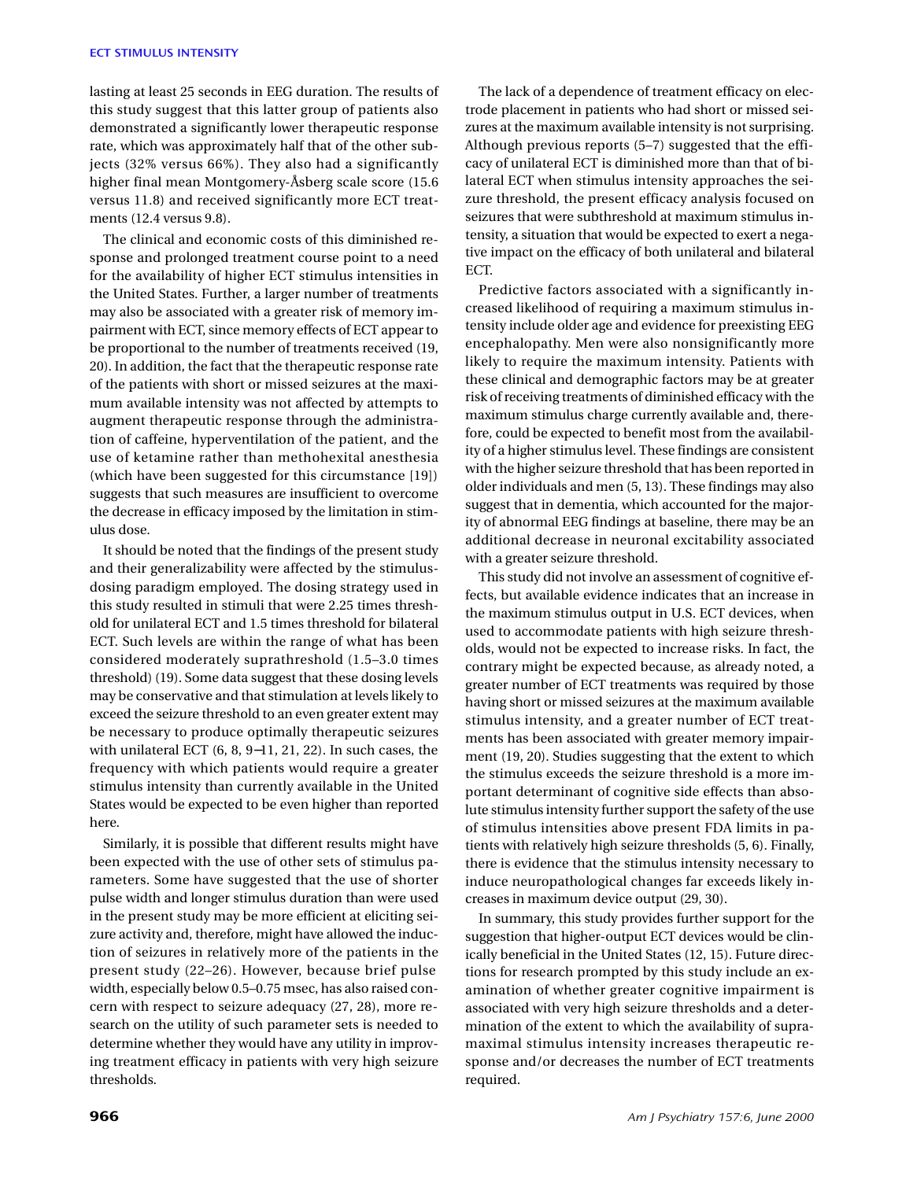lasting at least 25 seconds in EEG duration. The results of this study suggest that this latter group of patients also demonstrated a significantly lower therapeutic response rate, which was approximately half that of the other subjects (32% versus 66%). They also had a significantly higher final mean Montgomery-Åsberg scale score (15.6 versus 11.8) and received significantly more ECT treatments (12.4 versus 9.8).

The clinical and economic costs of this diminished response and prolonged treatment course point to a need for the availability of higher ECT stimulus intensities in the United States. Further, a larger number of treatments may also be associated with a greater risk of memory impairment with ECT, since memory effects of ECT appear to be proportional to the number of treatments received (19, 20). In addition, the fact that the therapeutic response rate of the patients with short or missed seizures at the maximum available intensity was not affected by attempts to augment therapeutic response through the administration of caffeine, hyperventilation of the patient, and the use of ketamine rather than methohexital anesthesia (which have been suggested for this circumstance [19]) suggests that such measures are insufficient to overcome the decrease in efficacy imposed by the limitation in stimulus dose.

It should be noted that the findings of the present study and their generalizability were affected by the stimulus-dosing paradigm employed. The dosing strategy used in this study resulted in stimuli that were 2.25 times threshold for unilateral ECT and 1.5 times threshold for bilateral ECT. Such levels are within the range of what has been considered moderately suprathreshold (1.5–3.0 times threshold) (19). Some data suggest that these dosing levels may be conservative and that stimulation at levels likely to exceed the seizure threshold to an even greater extent may be necessary to produce optimally therapeutic seizures with unilateral ECT (6, 8, 9–11, 21, 22). In such cases, the frequency with which patients would require a greater stimulus intensity than currently available in the United States would be expected to be even higher than reported here.

Similarly, it is possible that different results might have been expected with the use of other sets of stimulus parameters. Some have suggested that the use of shorter pulse width and longer stimulus duration than were used in the present study may be more efficient at eliciting seizure activity and, therefore, might have allowed the induction of seizures in relatively more of the patients in the present study (22–26). However, because brief pulse width, especially below 0.5–0.75 msec, has also raised concern with respect to seizure adequacy (27, 28), more research on the utility of such parameter sets is needed to determine whether they would have any utility in improving treatment efficacy in patients with very high seizure thresholds.

The lack of a dependence of treatment efficacy on electrode placement in patients who had short or missed seizures at the maximum available intensity is not surprising. Although previous reports (5–7) suggested that the efficacy of unilateral ECT is diminished more than that of bilateral ECT when stimulus intensity approaches the seizure threshold, the present efficacy analysis focused on seizures that were subthreshold at maximum stimulus intensity, a situation that would be expected to exert a negative impact on the efficacy of both unilateral and bilateral ECT.

Predictive factors associated with a significantly increased likelihood of requiring a maximum stimulus intensity include older age and evidence for preexisting EEG encephalopathy. Men were also nonsignificantly more likely to require the maximum intensity. Patients with these clinical and demographic factors may be at greater risk of receiving treatments of diminished efficacy with the maximum stimulus charge currently available and, therefore, could be expected to benefit most from the availability of a higher stimulus level. These findings are consistent with the higher seizure threshold that has been reported in older individuals and men (5, 13). These findings may also suggest that in dementia, which accounted for the majority of abnormal EEG findings at baseline, there may be an additional decrease in neuronal excitability associated with a greater seizure threshold.

This study did not involve an assessment of cognitive effects, but available evidence indicates that an increase in the maximum stimulus output in U.S. ECT devices, when used to accommodate patients with high seizure thresholds, would not be expected to increase risks. In fact, the contrary might be expected because, as already noted, a greater number of ECT treatments was required by those having short or missed seizures at the maximum available stimulus intensity, and a greater number of ECT treatments has been associated with greater memory impairment (19, 20). Studies suggesting that the extent to which the stimulus exceeds the seizure threshold is a more important determinant of cognitive side effects than absolute stimulus intensity further support the safety of the use of stimulus intensities above present FDA limits in patients with relatively high seizure thresholds (5, 6). Finally, there is evidence that the stimulus intensity necessary to induce neuropathological changes far exceeds likely increases in maximum device output (29, 30).

In summary, this study provides further support for the suggestion that higher-output ECT devices would be clinically beneficial in the United States (12, 15). Future directions for research prompted by this study include an examination of whether greater cognitive impairment is associated with very high seizure thresholds and a determination of the extent to which the availability of supramaximal stimulus intensity increases therapeutic response and/or decreases the number of ECT treatments required.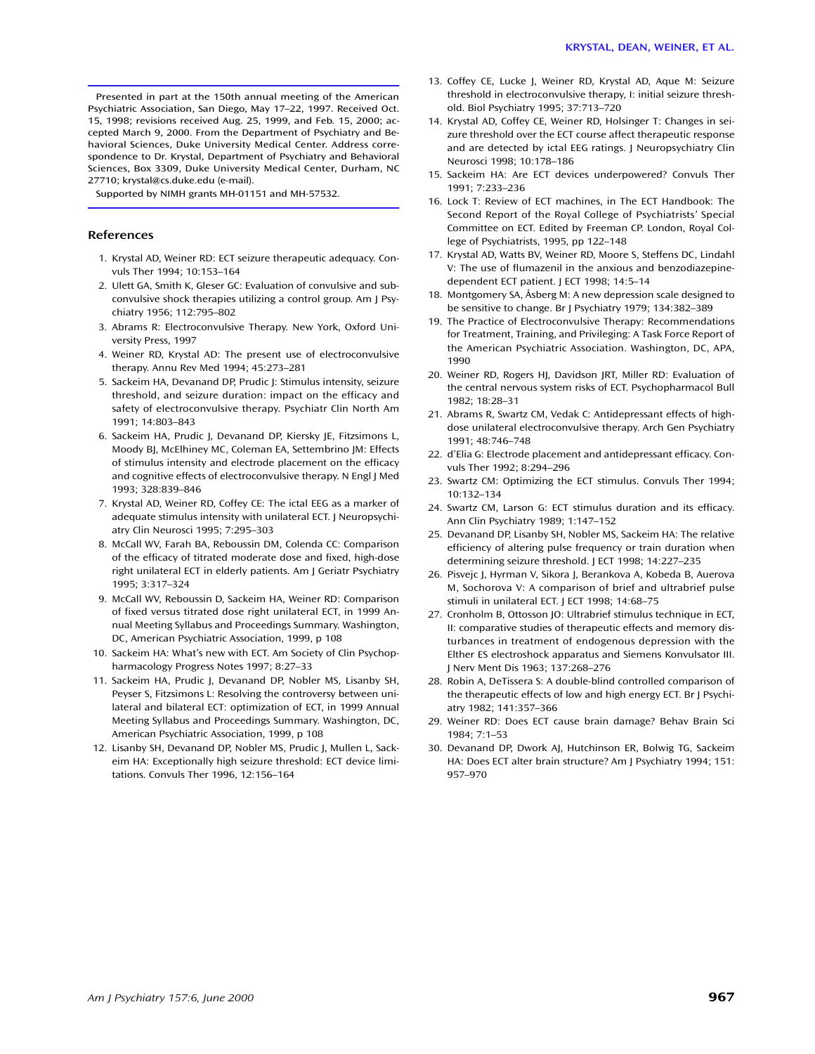Presented in part at the 150th annual meeting of the American Psychiatric Association, San Diego, May 17–22, 1997. Received Oct. 15, 1998; revisions received Aug. 25, 1999, and Feb. 15, 2000; accepted March 9, 2000. From the Department of Psychiatry and Behavioral Sciences, Duke University Medical Center. Address correspondence to Dr. Krystal, Department of Psychiatry and Behavioral Sciences, Box 3309, Duke University Medical Center, Durham, NC 27710; krystal@cs.duke.edu (e-mail).

Supported by NIMH grants MH-01151 and MH-57532.

## References

1. Krystal AD, Weiner RD: ECT seizure therapeutic adequacy. Convuls Ther 1994; 10:153–164
2. Ulett GA, Smith K, Gleser GC: Evaluation of convulsive and subconvulsive shock therapies utilizing a control group. Am J Psychiatry 1956; 112:795–802
3. Abrams R: Electroconvulsive Therapy. New York, Oxford University Press, 1997
4. Weiner RD, Krystal AD: The present use of electroconvulsive therapy. Annu Rev Med 1994; 45:273–281
5. Sackeim HA, Devanand DP, Prudic J: Stimulus intensity, seizure threshold, and seizure duration: impact on the efficacy and safety of electroconvulsive therapy. Psychiatr Clin North Am 1991; 14:803–843
6. Sackeim HA, Prudic J, Devanand DP, Kiersky JE, Fitzsimons L, Moody BJ, McElhiney MC, Coleman EA, Settembrino JM: Effects of stimulus intensity and electrode placement on the efficacy and cognitive effects of electroconvulsive therapy. N Engl J Med 1993; 328:839–846
7. Krystal AD, Weiner RD, Coffey CE: The ictal EEG as a marker of adequate stimulus intensity with unilateral ECT. J Neuropsychiatry Clin Neurosci 1995; 7:295–303
8. McCall WV, Farah BA, Reboussin DM, Colenda CC: Comparison of the efficacy of titrated moderate dose and fixed, high-dose right unilateral ECT in elderly patients. Am J Geriatr Psychiatry 1995; 3:317–324
9. McCall WV, Reboussin D, Sackeim HA, Weiner RD: Comparison of fixed versus titrated dose right unilateral ECT, in 1999 Annual Meeting Syllabus and Proceedings Summary. Washington, DC, American Psychiatric Association, 1999, p 108
10. Sackeim HA: What's new with ECT. Am Society of Clin Psychopharmacology Progress Notes 1997; 8:27–33
11. Sackeim HA, Prudic J, Devanand DP, Nobler MS, Lisanby SH, Peyser S, Fitzsimons L: Resolving the controversy between unilateral and bilateral ECT: optimization of ECT, in 1999 Annual Meeting Syllabus and Proceedings Summary. Washington, DC, American Psychiatric Association, 1999, p 108
12. Lisanby SH, Devanand DP, Nobler MS, Prudic J, Mullen L, Sackeim HA: Exceptionally high seizure threshold: ECT device limitations. Convuls Ther 1996, 12:156–164
13. Coffey CE, Lucke J, Weiner RD, Krystal AD, Aque M: Seizure threshold in electroconvulsive therapy, I: initial seizure threshold. Biol Psychiatry 1995; 37:713–720
14. Krystal AD, Coffey CE, Weiner RD, Holsinger T: Changes in seizure threshold over the ECT course affect therapeutic response and are detected by ictal EEG ratings. J Neuropsychiatry Clin Neurosci 1998; 10:178–186
15. Sackeim HA: Are ECT devices underpowered? Convuls Ther 1991; 7:233–236
16. Lock T: Review of ECT machines, in The ECT Handbook: The Second Report of the Royal College of Psychiatrists' Special Committee on ECT. Edited by Freeman CP. London, Royal College of Psychiatrists, 1995, pp 122–148
17. Krystal AD, Watts BV, Weiner RD, Moore S, Steffens DC, Lindahl V: The use of flumazenil in the anxious and benzodiazepine-dependent ECT patient. J ECT 1998; 14:5–14
18. Montgomery SA, Åsberg M: A new depression scale designed to be sensitive to change. Br J Psychiatry 1979; 134:382–389
19. The Practice of Electroconvulsive Therapy: Recommendations for Treatment, Training, and Privileging: A Task Force Report of the American Psychiatric Association. Washington, DC, APA, 1990
20. Weiner RD, Rogers HJ, Davidson JRT, Miller RD: Evaluation of the central nervous system risks of ECT. Psychopharmacol Bull 1982; 18:28–31
21. Abrams R, Swartz CM, Vedak C: Antidepressant effects of high-dose unilateral electroconvulsive therapy. Arch Gen Psychiatry 1991; 48:746–748
22. d'Elia G: Electrode placement and antidepressant efficacy. Convuls Ther 1992; 8:294–296
23. Swartz CM: Optimizing the ECT stimulus. Convuls Ther 1994; 10:132–134
24. Swartz CM, Larson G: ECT stimulus duration and its efficacy. Ann Clin Psychiatry 1989; 1:147–152
25. Devanand DP, Lisanby SH, Nobler MS, Sackeim HA: The relative efficiency of altering pulse frequency or train duration when determining seizure threshold. J ECT 1998; 14:227–235
26. Pisvejc J, Hyrman V, Sikora J, Berankova A, Kobeda B, Auerova M, Sochorova V: A comparison of brief and ultrabrief pulse stimuli in unilateral ECT. J ECT 1998; 14:68–75
27. Cronholm B, Ottosson JO: Ultrabrief stimulus technique in ECT, II: comparative studies of therapeutic effects and memory disturbances in treatment of endogenous depression with the Elther ES electroshock apparatus and Siemens Konvulsator III. J Nerv Ment Dis 1963; 137:268–276
28. Robin A, DeTissera S: A double-blind controlled comparison of the therapeutic effects of low and high energy ECT. Br J Psychiatry 1982; 141:357–366
29. Weiner RD: Does ECT cause brain damage? Behav Brain Sci 1984; 7:1–53
30. Devanand DP, Dwork AJ, Hutchinson ER, Bolwig TG, Sackeim HA: Does ECT alter brain structure? Am J Psychiatry 1994; 151: 957–970